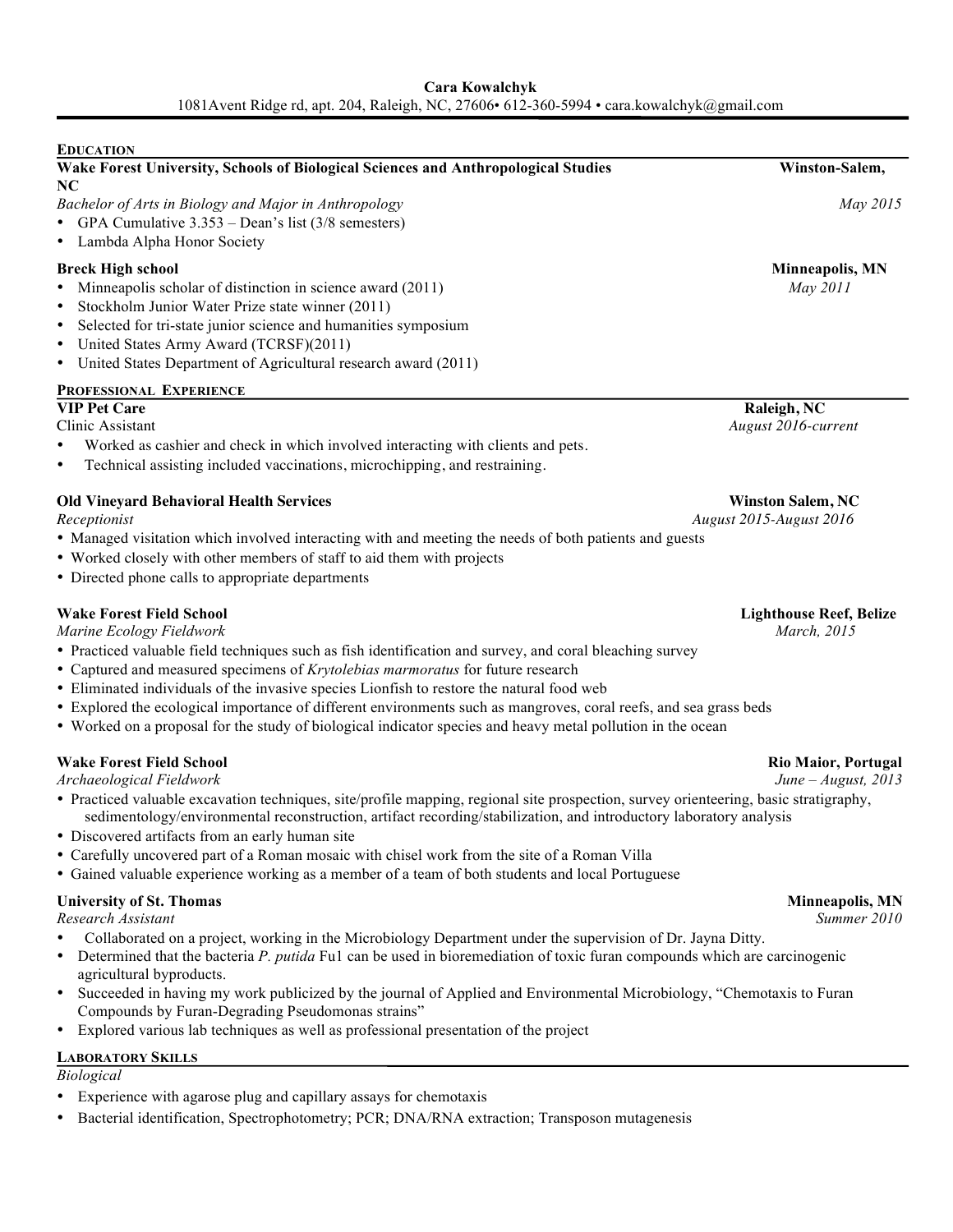# Cara Kowalchyk

1081Avent Ridge rd, apt. 204, Raleigh, NC, 27606• 612-360-5994 • cara.kowalchyk@gmail.com

## EDUCATION

**Wake Forest University, Schools of Biological Sciences and Anthropological Studies** **Winston-Salem, NC**

*Bachelor of Arts in Biology and Major in Anthropology* *May 2015*

- GPA Cumulative 3.353 – Dean's list (3/8 semesters)
- Lambda Alpha Honor Society

**Breck High school** **Minneapolis, MN**

*May 2011*

- Minneapolis scholar of distinction in science award (2011)
- Stockholm Junior Water Prize state winner (2011)
- Selected for tri-state junior science and humanities symposium
- United States Army Award (TCRSF)(2011)
- United States Department of Agricultural research award (2011)

## PROFESSIONAL EXPERIENCE

**VIP Pet Care** **Raleigh, NC**

Clinic Assistant *August 2016-current*

- Worked as cashier and check in which involved interacting with clients and pets.
- Technical assisting included vaccinations, microchipping, and restraining.

**Old Vineyard Behavioral Health Services** **Winston Salem, NC**

*Receptionist* *August 2015-August 2016*

- Managed visitation which involved interacting with and meeting the needs of both patients and guests
- Worked closely with other members of staff to aid them with projects
- Directed phone calls to appropriate departments

**Wake Forest Field School** **Lighthouse Reef, Belize**

*Marine Ecology Fieldwork* *March, 2015*

- Practiced valuable field techniques such as fish identification and survey, and coral bleaching survey
- Captured and measured specimens of *Krytolebias marmoratus* for future research
- Eliminated individuals of the invasive species Lionfish to restore the natural food web
- Explored the ecological importance of different environments such as mangroves, coral reefs, and sea grass beds
- Worked on a proposal for the study of biological indicator species and heavy metal pollution in the ocean

**Wake Forest Field School** **Rio Maior, Portugal**

*Archaeological Fieldwork* *June – August, 2013*

- Practiced valuable excavation techniques, site/profile mapping, regional site prospection, survey orienteering, basic stratigraphy, sedimentology/environmental reconstruction, artifact recording/stabilization, and introductory laboratory analysis
- Discovered artifacts from an early human site
- Carefully uncovered part of a Roman mosaic with chisel work from the site of a Roman Villa
- Gained valuable experience working as a member of a team of both students and local Portuguese

**University of St. Thomas** **Minneapolis, MN**

*Research Assistant* *Summer 2010*

- Collaborated on a project, working in the Microbiology Department under the supervision of Dr. Jayna Ditty.
- Determined that the bacteria *P. putida* Fu1 can be used in bioremediation of toxic furan compounds which are carcinogenic agricultural byproducts.
- Succeeded in having my work publicized by the journal of Applied and Environmental Microbiology, "Chemotaxis to Furan Compounds by Furan-Degrading Pseudomonas strains"
- Explored various lab techniques as well as professional presentation of the project

## LABORATORY SKILLS

*Biological*

- Experience with agarose plug and capillary assays for chemotaxis
- Bacterial identification, Spectrophotometry; PCR; DNA/RNA extraction; Transposon mutagenesis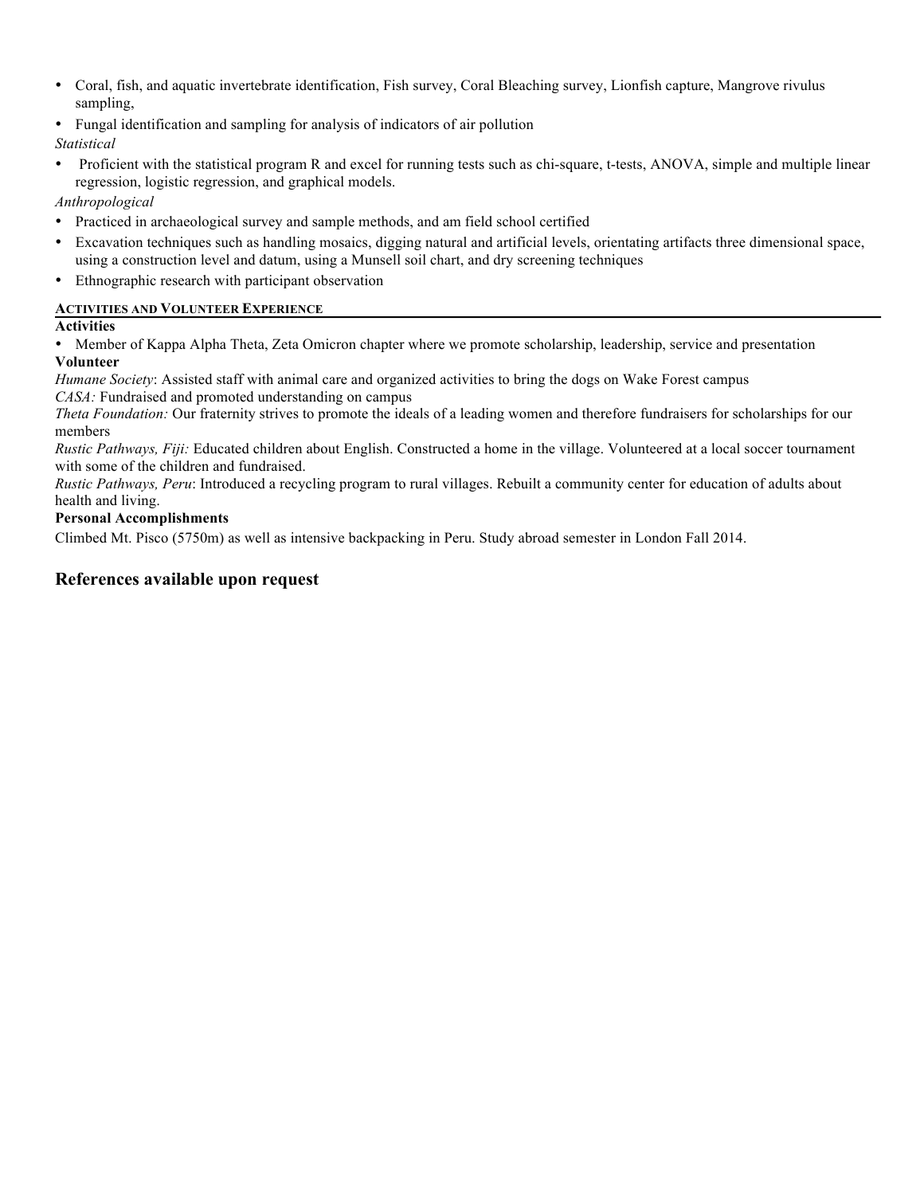- Coral, fish, and aquatic invertebrate identification, Fish survey, Coral Bleaching survey, Lionfish capture, Mangrove rivulus sampling,
- Fungal identification and sampling for analysis of indicators of air pollution

*Statistical*

- Proficient with the statistical program R and excel for running tests such as chi-square, t-tests, ANOVA, simple and multiple linear regression, logistic regression, and graphical models.

*Anthropological*

- Practiced in archaeological survey and sample methods, and am field school certified
- Excavation techniques such as handling mosaics, digging natural and artificial levels, orientating artifacts three dimensional space, using a construction level and datum, using a Munsell soil chart, and dry screening techniques
- Ethnographic research with participant observation

## ACTIVITIES AND VOLUNTEER EXPERIENCE

**Activities**

- Member of Kappa Alpha Theta, Zeta Omicron chapter where we promote scholarship, leadership, service and presentation

**Volunteer**

*Humane Society*: Assisted staff with animal care and organized activities to bring the dogs on Wake Forest campus

*CASA:* Fundraised and promoted understanding on campus

*Theta Foundation:* Our fraternity strives to promote the ideals of a leading women and therefore fundraisers for scholarships for our members

*Rustic Pathways, Fiji:* Educated children about English. Constructed a home in the village. Volunteered at a local soccer tournament with some of the children and fundraised.

*Rustic Pathways, Peru*: Introduced a recycling program to rural villages. Rebuilt a community center for education of adults about health and living.

**Personal Accomplishments**

Climbed Mt. Pisco (5750m) as well as intensive backpacking in Peru. Study abroad semester in London Fall 2014.

**References available upon request**